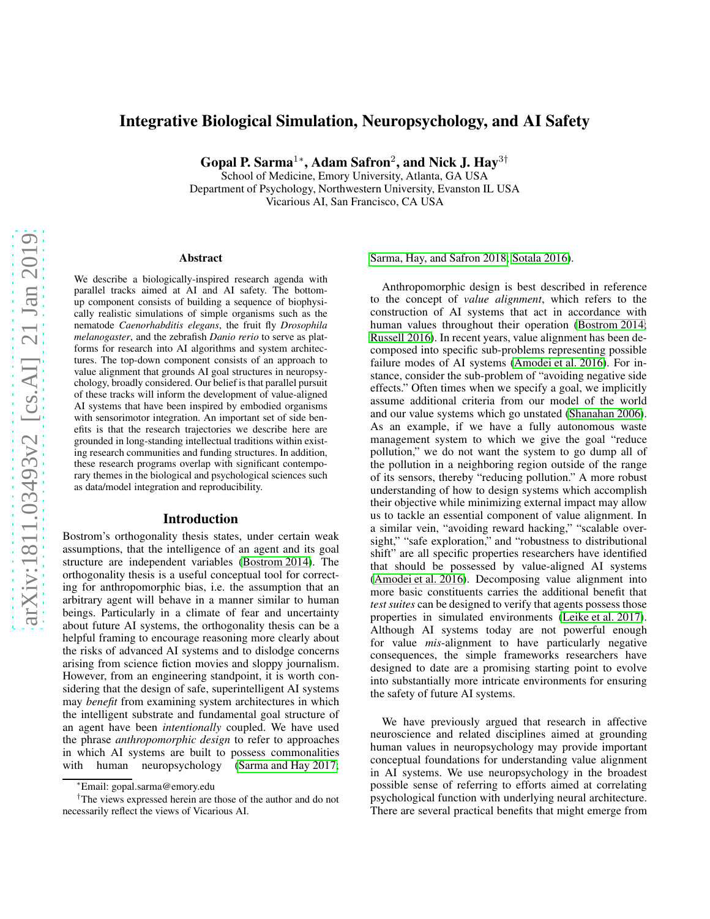# Integrative Biological Simulation, Neuropsychology, and AI Safety

**Gopal P. Sarma[1*], Adam Safron[2], and Nick J. Hay[3†]**

School of Medicine, Emory University, Atlanta, GA USA
Department of Psychology, Northwestern University, Evanston IL USA
Vicarious AI, San Francisco, CA USA

## Abstract

We describe a biologically-inspired research agenda with parallel tracks aimed at AI and AI safety. The bottom-up component consists of building a sequence of biophysically realistic simulations of simple organisms such as the nematode *Caenorhabditis elegans*, the fruit fly *Drosophila melanogaster*, and the zebrafish *Danio rerio* to serve as platforms for research into AI algorithms and system architectures. The top-down component consists of an approach to value alignment that grounds AI goal structures in neuropsychology, broadly considered. Our belief is that parallel pursuit of these tracks will inform the development of value-aligned AI systems that have been inspired by embodied organisms with sensorimotor integration. An important set of side benefits is that the research trajectories we describe here are grounded in long-standing intellectual traditions within existing research communities and funding structures. In addition, these research programs overlap with significant contemporary themes in the biological and psychological sciences such as data/model integration and reproducibility.

## Introduction

Bostrom's orthogonality thesis states, under certain weak assumptions, that the intelligence of an agent and its goal structure are independent variables (Bostrom 2014). The orthogonality thesis is a useful conceptual tool for correcting for anthropomorphic bias, i.e. the assumption that an arbitrary agent will behave in a manner similar to human beings. Particularly in a climate of fear and uncertainty about future AI systems, the orthogonality thesis can be a helpful framing to encourage reasoning more clearly about the risks of advanced AI systems and to dislodge concerns arising from science fiction movies and sloppy journalism. However, from an engineering standpoint, it is worth considering that the design of safe, superintelligent AI systems may *benefit* from examining system architectures in which the intelligent substrate and fundamental goal structure of an agent have been *intentionally* coupled. We have used the phrase *anthropomorphic design* to refer to approaches in which AI systems are built to possess commonalities with human neuropsychology (Sarma and Hay 2017; Sarma, Hay, and Safron 2018; Sotala 2016).

Anthropomorphic design is best described in reference to the concept of *value alignment*, which refers to the construction of AI systems that act in accordance with human values throughout their operation (Bostrom 2014; Russell 2016). In recent years, value alignment has been decomposed into specific sub-problems representing possible failure modes of AI systems (Amodei et al. 2016). For instance, consider the sub-problem of "avoiding negative side effects." Often times when we specify a goal, we implicitly assume additional criteria from our model of the world and our value systems which go unstated (Shanahan 2006). As an example, if we have a fully autonomous waste management system to which we give the goal "reduce pollution," we do not want the system to go dump all of the pollution in a neighboring region outside of the range of its sensors, thereby "reducing pollution." A more robust understanding of how to design systems which accomplish their objective while minimizing external impact may allow us to tackle an essential component of value alignment. In a similar vein, "avoiding reward hacking," "scalable oversight," "safe exploration," and "robustness to distributional shift" are all specific properties researchers have identified that should be possessed by value-aligned AI systems (Amodei et al. 2016). Decomposing value alignment into more basic constituents carries the additional benefit that *test suites* can be designed to verify that agents possess those properties in simulated environments (Leike et al. 2017). Although AI systems today are not powerful enough for value *mis*-alignment to have particularly negative consequences, the simple frameworks researchers have designed to date are a promising starting point to evolve into substantially more intricate environments for ensuring the safety of future AI systems.

We have previously argued that research in affective neuroscience and related disciplines aimed at grounding human values in neuropsychology may provide important conceptual foundations for understanding value alignment in AI systems. We use neuropsychology in the broadest possible sense of referring to efforts aimed at correlating psychological function with underlying neural architecture. There are several practical benefits that might emerge from

[*] Email: gopal.sarma@emory.edu

[†] The views expressed herein are those of the author and do not necessarily reflect the views of Vicarious AI.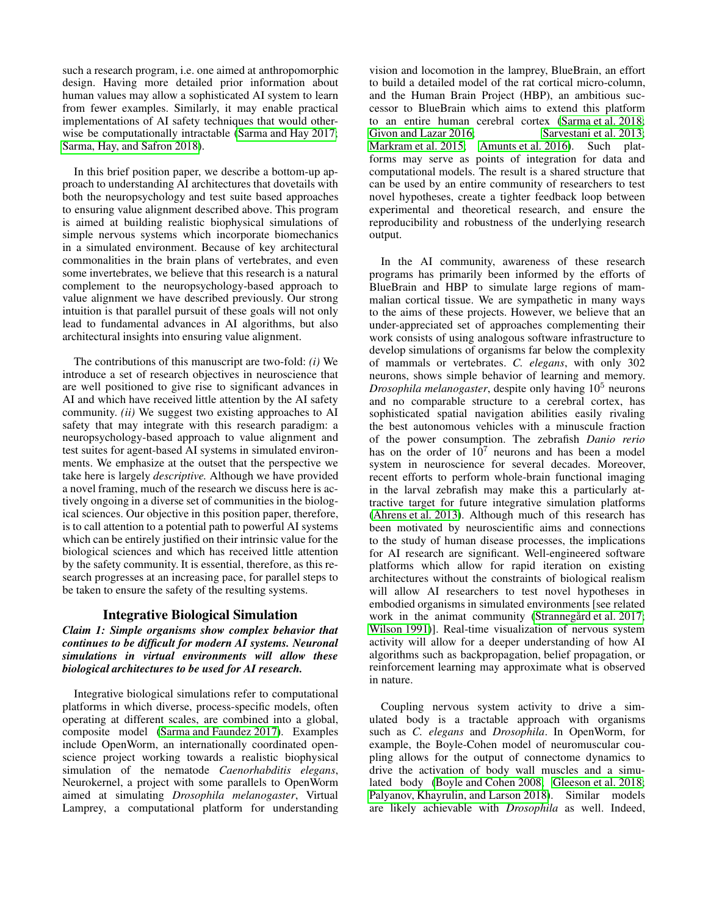such a research program, i.e. one aimed at anthropomorphic design. Having more detailed prior information about human values may allow a sophisticated AI system to learn from fewer examples. Similarly, it may enable practical implementations of AI safety techniques that would otherwise be computationally intractable (Sarma and Hay 2017; Sarma, Hay, and Safron 2018).

In this brief position paper, we describe a bottom-up approach to understanding AI architectures that dovetails with both the neuropsychology and test suite based approaches to ensuring value alignment described above. This program is aimed at building realistic biophysical simulations of simple nervous systems which incorporate biomechanics in a simulated environment. Because of key architectural commonalities in the brain plans of vertebrates, and even some invertebrates, we believe that this research is a natural complement to the neuropsychology-based approach to value alignment we have described previously. Our strong intuition is that parallel pursuit of these goals will not only lead to fundamental advances in AI algorithms, but also architectural insights into ensuring value alignment.

The contributions of this manuscript are two-fold: *(i)* We introduce a set of research objectives in neuroscience that are well positioned to give rise to significant advances in AI and which have received little attention by the AI safety community. *(ii)* We suggest two existing approaches to AI safety that may integrate with this research paradigm: a neuropsychology-based approach to value alignment and test suites for agent-based AI systems in simulated environments. We emphasize at the outset that the perspective we take here is largely *descriptive.* Although we have provided a novel framing, much of the research we discuss here is actively ongoing in a diverse set of communities in the biological sciences. Our objective in this position paper, therefore, is to call attention to a potential path to powerful AI systems which can be entirely justified on their intrinsic value for the biological sciences and which has received little attention by the safety community. It is essential, therefore, as this research progresses at an increasing pace, for parallel steps to be taken to ensure the safety of the resulting systems.

## Integrative Biological Simulation

***Claim 1: Simple organisms show complex behavior that continues to be difficult for modern AI systems. Neuronal simulations in virtual environments will allow these biological architectures to be used for AI research.***

Integrative biological simulations refer to computational platforms in which diverse, process-specific models, often operating at different scales, are combined into a global, composite model (Sarma and Faundez 2017). Examples include OpenWorm, an internationally coordinated open-science project working towards a realistic biophysical simulation of the nematode *Caenorhabditis elegans*, Neurokernel, a project with some parallels to OpenWorm aimed at simulating *Drosophila melanogaster*, Virtual Lamprey, a computational platform for understanding vision and locomotion in the lamprey, BlueBrain, an effort to build a detailed model of the rat cortical micro-column, and the Human Brain Project (HBP), an ambitious successor to BlueBrain which aims to extend this platform to an entire human cerebral cortex (Sarma et al. 2018; Givon and Lazar 2016; Sarvestani et al. 2013; Markram et al. 2015; Amunts et al. 2016). Such platforms may serve as points of integration for data and computational models. The result is a shared structure that can be used by an entire community of researchers to test novel hypotheses, create a tighter feedback loop between experimental and theoretical research, and ensure the reproducibility and robustness of the underlying research output.

In the AI community, awareness of these research programs has primarily been informed by the efforts of BlueBrain and HBP to simulate large regions of mammalian cortical tissue. We are sympathetic in many ways to the aims of these projects. However, we believe that an under-appreciated set of approaches complementing their work consists of using analogous software infrastructure to develop simulations of organisms far below the complexity of mammals or vertebrates. *C. elegans*, with only 302 neurons, shows simple behavior of learning and memory. *Drosophila melanogaster*, despite only having $10^5$ neurons and no comparable structure to a cerebral cortex, has sophisticated spatial navigation abilities easily rivaling the best autonomous vehicles with a minuscule fraction of the power consumption. The zebrafish *Danio rerio* has on the order of $10^7$ neurons and has been a model system in neuroscience for several decades. Moreover, recent efforts to perform whole-brain functional imaging in the larval zebrafish may make this a particularly attractive target for future integrative simulation platforms (Ahrens et al. 2013). Although much of this research has been motivated by neuroscientific aims and connections to the study of human disease processes, the implications for AI research are significant. Well-engineered software platforms which allow for rapid iteration on existing architectures without the constraints of biological realism will allow AI researchers to test novel hypotheses in embodied organisms in simulated environments [see related work in the animat community (Strannegård et al. 2017; Wilson 1991)]. Real-time visualization of nervous system activity will allow for a deeper understanding of how AI algorithms such as backpropagation, belief propagation, or reinforcement learning may approximate what is observed in nature.

Coupling nervous system activity to drive a simulated body is a tractable approach with organisms such as *C. elegans* and *Drosophila*. In OpenWorm, for example, the Boyle-Cohen model of neuromuscular coupling allows for the output of connectome dynamics to drive the activation of body wall muscles and a simulated body (Boyle and Cohen 2008; Gleeson et al. 2018; Palyanov, Khayrulin, and Larson 2018). Similar models are likely achievable with *Drosophila* as well. Indeed,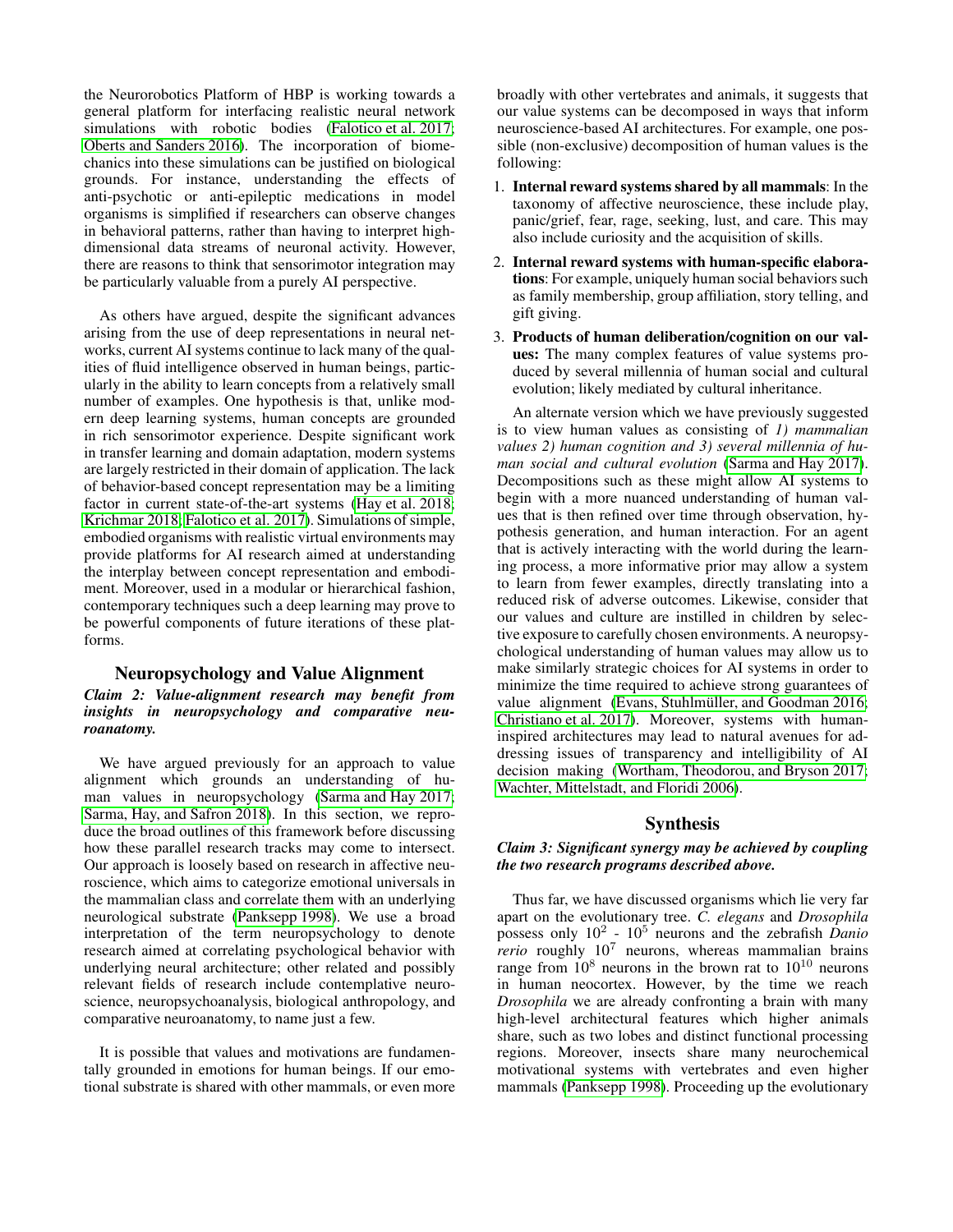the Neurorobotics Platform of HBP is working towards a general platform for interfacing realistic neural network simulations with robotic bodies (Falotico et al. 2017; Oberts and Sanders 2016). The incorporation of biomechanics into these simulations can be justified on biological grounds. For instance, understanding the effects of anti-psychotic or anti-epileptic medications in model organisms is simplified if researchers can observe changes in behavioral patterns, rather than having to interpret high-dimensional data streams of neuronal activity. However, there are reasons to think that sensorimotor integration may be particularly valuable from a purely AI perspective.

As others have argued, despite the significant advances arising from the use of deep representations in neural networks, current AI systems continue to lack many of the qualities of fluid intelligence observed in human beings, particularly in the ability to learn concepts from a relatively small number of examples. One hypothesis is that, unlike modern deep learning systems, human concepts are grounded in rich sensorimotor experience. Despite significant work in transfer learning and domain adaptation, modern systems are largely restricted in their domain of application. The lack of behavior-based concept representation may be a limiting factor in current state-of-the-art systems (Hay et al. 2018; Krichmar 2018; Falotico et al. 2017). Simulations of simple, embodied organisms with realistic virtual environments may provide platforms for AI research aimed at understanding the interplay between concept representation and embodiment. Moreover, used in a modular or hierarchical fashion, contemporary techniques such a deep learning may prove to be powerful components of future iterations of these platforms.

## Neuropsychology and Value Alignment

***Claim 2: Value-alignment research may benefit from insights in neuropsychology and comparative neuroanatomy.***

We have argued previously for an approach to value alignment which grounds an understanding of human values in neuropsychology (Sarma and Hay 2017; Sarma, Hay, and Safron 2018). In this section, we reproduce the broad outlines of this framework before discussing how these parallel research tracks may come to intersect. Our approach is loosely based on research in affective neuroscience, which aims to categorize emotional universals in the mammalian class and correlate them with an underlying neurological substrate (Panksepp 1998). We use a broad interpretation of the term neuropsychology to denote research aimed at correlating psychological behavior with underlying neural architecture; other related and possibly relevant fields of research include contemplative neuroscience, neuropsychoanalysis, biological anthropology, and comparative neuroanatomy, to name just a few.

It is possible that values and motivations are fundamentally grounded in emotions for human beings. If our emotional substrate is shared with other mammals, or even more broadly with other vertebrates and animals, it suggests that our value systems can be decomposed in ways that inform neuroscience-based AI architectures. For example, one possible (non-exclusive) decomposition of human values is the following:

1. **Internal reward systems shared by all mammals**: In the taxonomy of affective neuroscience, these include play, panic/grief, fear, rage, seeking, lust, and care. This may also include curiosity and the acquisition of skills.
2. **Internal reward systems with human-specific elaborations**: For example, uniquely human social behaviors such as family membership, group affiliation, story telling, and gift giving.
3. **Products of human deliberation/cognition on our values:** The many complex features of value systems produced by several millennia of human social and cultural evolution; likely mediated by cultural inheritance.

An alternate version which we have previously suggested is to view human values as consisting of *1) mammalian values 2) human cognition and 3) several millennia of human social and cultural evolution* (Sarma and Hay 2017). Decompositions such as these might allow AI systems to begin with a more nuanced understanding of human values that is then refined over time through observation, hypothesis generation, and human interaction. For an agent that is actively interacting with the world during the learning process, a more informative prior may allow a system to learn from fewer examples, directly translating into a reduced risk of adverse outcomes. Likewise, consider that our values and culture are instilled in children by selective exposure to carefully chosen environments. A neuropsychological understanding of human values may allow us to make similarly strategic choices for AI systems in order to minimize the time required to achieve strong guarantees of value alignment (Evans, Stuhlmüller, and Goodman 2016; Christiano et al. 2017). Moreover, systems with human-inspired architectures may lead to natural avenues for addressing issues of transparency and intelligibility of AI decision making (Wortham, Theodorou, and Bryson 2017; Wachter, Mittelstadt, and Floridi 2006).

## Synthesis

***Claim 3: Significant synergy may be achieved by coupling the two research programs described above.***

Thus far, we have discussed organisms which lie very far apart on the evolutionary tree. *C. elegans* and *Drosophila* possess only $10^2$ - $10^5$ neurons and the zebrafish *Danio rerio* roughly $10^7$ neurons, whereas mammalian brains range from $10^8$ neurons in the brown rat to $10^{10}$ neurons in human neocortex. However, by the time we reach *Drosophila* we are already confronting a brain with many high-level architectural features which higher animals share, such as two lobes and distinct functional processing regions. Moreover, insects share many neurochemical motivational systems with vertebrates and even higher mammals (Panksepp 1998). Proceeding up the evolutionary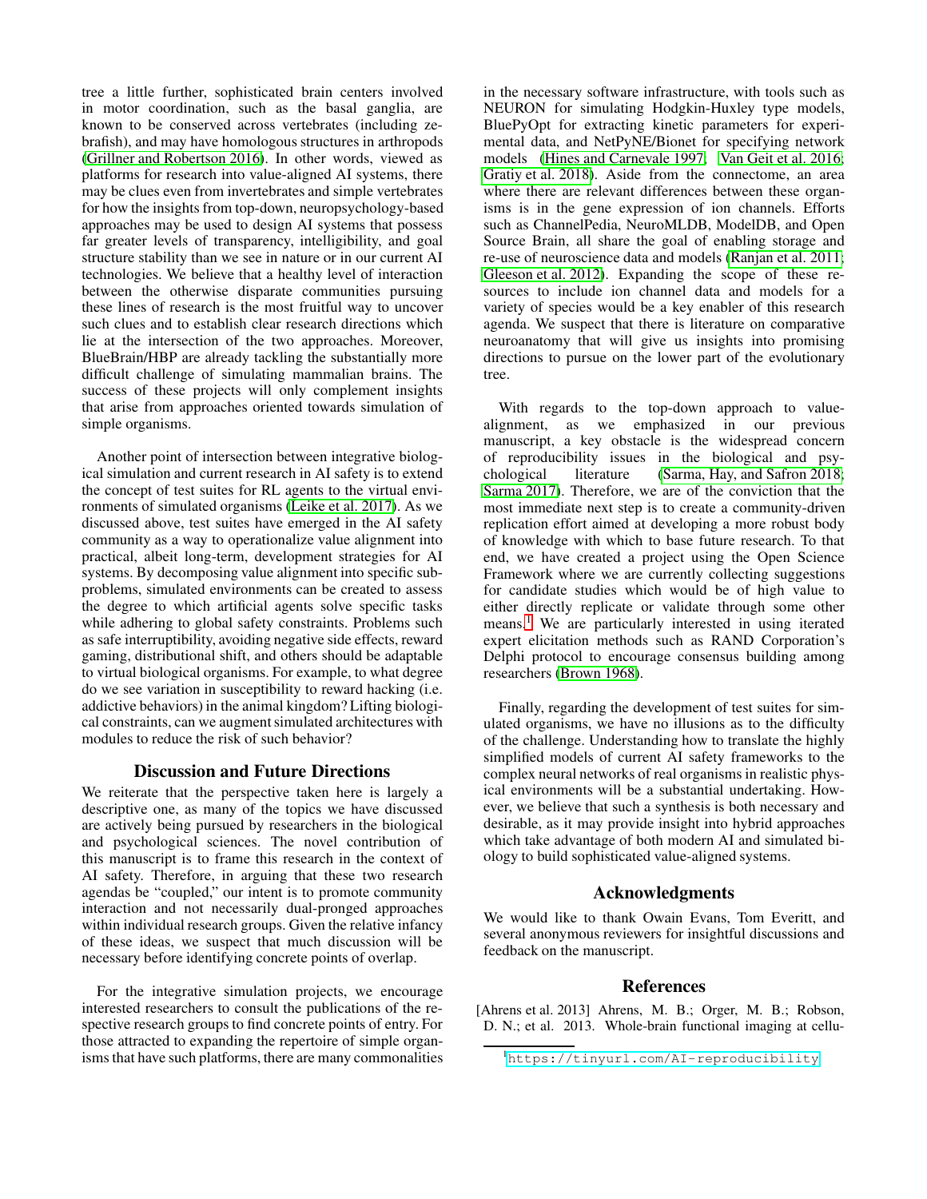tree a little further, sophisticated brain centers involved in motor coordination, such as the basal ganglia, are known to be conserved across vertebrates (including zebrafish), and may have homologous structures in arthropods (Grillner and Robertson 2016). In other words, viewed as platforms for research into value-aligned AI systems, there may be clues even from invertebrates and simple vertebrates for how the insights from top-down, neuropsychology-based approaches may be used to design AI systems that possess far greater levels of transparency, intelligibility, and goal structure stability than we see in nature or in our current AI technologies. We believe that a healthy level of interaction between the otherwise disparate communities pursuing these lines of research is the most fruitful way to uncover such clues and to establish clear research directions which lie at the intersection of the two approaches. Moreover, BlueBrain/HBP are already tackling the substantially more difficult challenge of simulating mammalian brains. The success of these projects will only complement insights that arise from approaches oriented towards simulation of simple organisms.

Another point of intersection between integrative biological simulation and current research in AI safety is to extend the concept of test suites for RL agents to the virtual environments of simulated organisms (Leike et al. 2017). As we discussed above, test suites have emerged in the AI safety community as a way to operationalize value alignment into practical, albeit long-term, development strategies for AI systems. By decomposing value alignment into specific subproblems, simulated environments can be created to assess the degree to which artificial agents solve specific tasks while adhering to global safety constraints. Problems such as safe interruptibility, avoiding negative side effects, reward gaming, distributional shift, and others should be adaptable to virtual biological organisms. For example, to what degree do we see variation in susceptibility to reward hacking (i.e. addictive behaviors) in the animal kingdom? Lifting biological constraints, can we augment simulated architectures with modules to reduce the risk of such behavior?

## Discussion and Future Directions

We reiterate that the perspective taken here is largely a descriptive one, as many of the topics we have discussed are actively being pursued by researchers in the biological and psychological sciences. The novel contribution of this manuscript is to frame this research in the context of AI safety. Therefore, in arguing that these two research agendas be "coupled," our intent is to promote community interaction and not necessarily dual-pronged approaches within individual research groups. Given the relative infancy of these ideas, we suspect that much discussion will be necessary before identifying concrete points of overlap.

For the integrative simulation projects, we encourage interested researchers to consult the publications of the respective research groups to find concrete points of entry. For those attracted to expanding the repertoire of simple organisms that have such platforms, there are many commonalities in the necessary software infrastructure, with tools such as NEURON for simulating Hodgkin-Huxley type models, BluePyOpt for extracting kinetic parameters for experimental data, and NetPyNE/Bionet for specifying network models (Hines and Carnevale 1997; Van Geit et al. 2016; Gratiy et al. 2018). Aside from the connectome, an area where there are relevant differences between these organisms is in the gene expression of ion channels. Efforts such as ChannelPedia, NeuroMLDB, ModelDB, and Open Source Brain, all share the goal of enabling storage and re-use of neuroscience data and models (Ranjan et al. 2011; Gleeson et al. 2012). Expanding the scope of these resources to include ion channel data and models for a variety of species would be a key enabler of this research agenda. We suspect that there is literature on comparative neuroanatomy that will give us insights into promising directions to pursue on the lower part of the evolutionary tree.

With regards to the top-down approach to value-alignment, as we emphasized in our previous manuscript, a key obstacle is the widespread concern of reproducibility issues in the biological and psychological literature (Sarma, Hay, and Safron 2018; Sarma 2017). Therefore, we are of the conviction that the most immediate next step is to create a community-driven replication effort aimed at developing a more robust body of knowledge with which to base future research. To that end, we have created a project using the Open Science Framework where we are currently collecting suggestions for candidate studies which would be of high value to either directly replicate or validate through some other means.[1] We are particularly interested in using iterated expert elicitation methods such as RAND Corporation's Delphi protocol to encourage consensus building among researchers (Brown 1968).

Finally, regarding the development of test suites for simulated organisms, we have no illusions as to the difficulty of the challenge. Understanding how to translate the highly simplified models of current AI safety frameworks to the complex neural networks of real organisms in realistic physical environments will be a substantial undertaking. However, we believe that such a synthesis is both necessary and desirable, as it may provide insight into hybrid approaches which take advantage of both modern AI and simulated biology to build sophisticated value-aligned systems.

## Acknowledgments

We would like to thank Owain Evans, Tom Everitt, and several anonymous reviewers for insightful discussions and feedback on the manuscript.

## References

[Ahrens et al. 2013] Ahrens, M. B.; Orger, M. B.; Robson, D. N.; et al. 2013. Whole-brain functional imaging at cellu-

[1] https://tinyurl.com/AI-reproducibility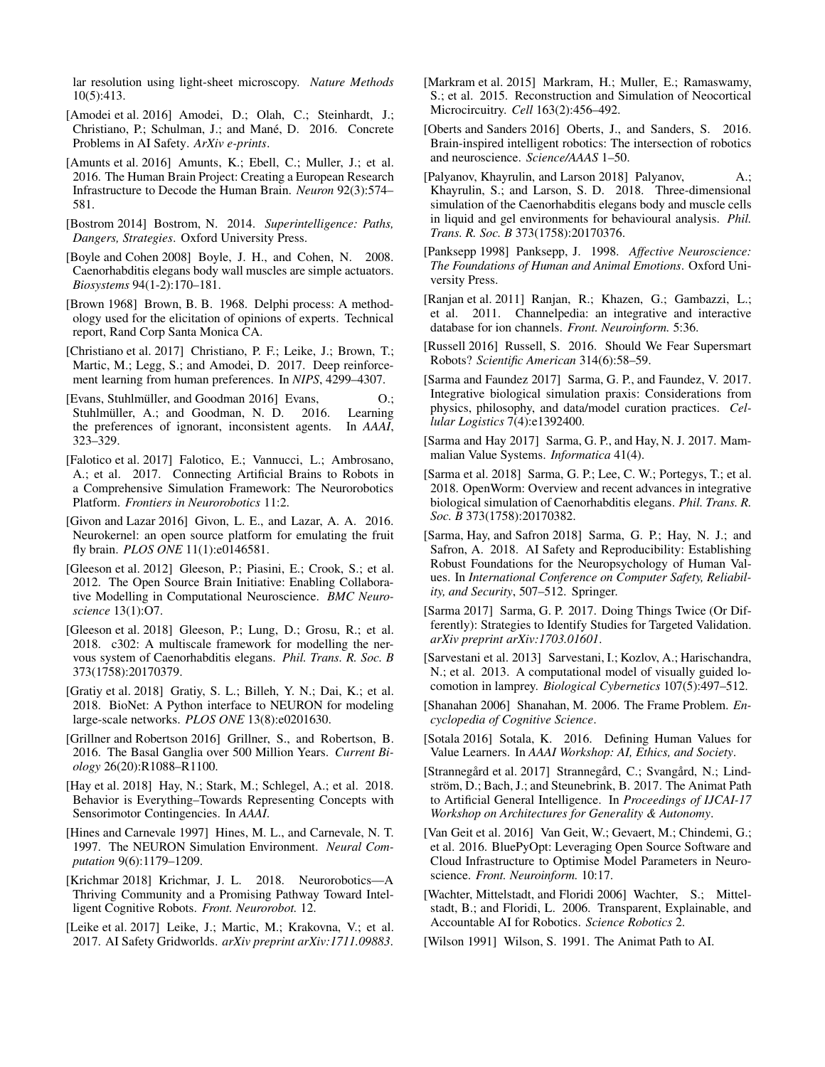lar resolution using light-sheet microscopy. *Nature Methods* 10(5):413.

[Amodei et al. 2016] Amodei, D.; Olah, C.; Steinhardt, J.; Christiano, P.; Schulman, J.; and Mané, D. 2016. Concrete Problems in AI Safety. *ArXiv e-prints*.

[Amunts et al. 2016] Amunts, K.; Ebell, C.; Muller, J.; et al. 2016. The Human Brain Project: Creating a European Research Infrastructure to Decode the Human Brain. *Neuron* 92(3):574–581.

[Bostrom 2014] Bostrom, N. 2014. *Superintelligence: Paths, Dangers, Strategies*. Oxford University Press.

[Boyle and Cohen 2008] Boyle, J. H., and Cohen, N. 2008. Caenorhabditis elegans body wall muscles are simple actuators. *Biosystems* 94(1-2):170–181.

[Brown 1968] Brown, B. B. 1968. Delphi process: A methodology used for the elicitation of opinions of experts. Technical report, Rand Corp Santa Monica CA.

[Christiano et al. 2017] Christiano, P. F.; Leike, J.; Brown, T.; Martic, M.; Legg, S.; and Amodei, D. 2017. Deep reinforcement learning from human preferences. In *NIPS*, 4299–4307.

[Evans, Stuhlmüller, and Goodman 2016] Evans, O.; Stuhlmüller, A.; and Goodman, N. D. 2016. Learning the preferences of ignorant, inconsistent agents. In *AAAI*, 323–329.

[Falotico et al. 2017] Falotico, E.; Vannucci, L.; Ambrosano, A.; et al. 2017. Connecting Artificial Brains to Robots in a Comprehensive Simulation Framework: The Neurorobotics Platform. *Frontiers in Neurorobotics* 11:2.

[Givon and Lazar 2016] Givon, L. E., and Lazar, A. A. 2016. Neurokernel: an open source platform for emulating the fruit fly brain. *PLOS ONE* 11(1):e0146581.

[Gleeson et al. 2012] Gleeson, P.; Piasini, E.; Crook, S.; et al. 2012. The Open Source Brain Initiative: Enabling Collaborative Modelling in Computational Neuroscience. *BMC Neuroscience* 13(1):O7.

[Gleeson et al. 2018] Gleeson, P.; Lung, D.; Grosu, R.; et al. 2018. c302: A multiscale framework for modelling the nervous system of Caenorhabditis elegans. *Phil. Trans. R. Soc. B* 373(1758):20170379.

[Gratiy et al. 2018] Gratiy, S. L.; Billeh, Y. N.; Dai, K.; et al. 2018. BioNet: A Python interface to NEURON for modeling large-scale networks. *PLOS ONE* 13(8):e0201630.

[Grillner and Robertson 2016] Grillner, S., and Robertson, B. 2016. The Basal Ganglia over 500 Million Years. *Current Biology* 26(20):R1088–R1100.

[Hay et al. 2018] Hay, N.; Stark, M.; Schlegel, A.; et al. 2018. Behavior is Everything–Towards Representing Concepts with Sensorimotor Contingencies. In *AAAI*.

[Hines and Carnevale 1997] Hines, M. L., and Carnevale, N. T. 1997. The NEURON Simulation Environment. *Neural Computation* 9(6):1179–1209.

[Krichmar 2018] Krichmar, J. L. 2018. Neurorobotics—A Thriving Community and a Promising Pathway Toward Intelligent Cognitive Robots. *Front. Neurorobot.* 12.

[Leike et al. 2017] Leike, J.; Martic, M.; Krakovna, V.; et al. 2017. AI Safety Gridworlds. *arXiv preprint arXiv:1711.09883*.

[Markram et al. 2015] Markram, H.; Muller, E.; Ramaswamy, S.; et al. 2015. Reconstruction and Simulation of Neocortical Microcircuitry. *Cell* 163(2):456–492.

[Oberts and Sanders 2016] Oberts, J., and Sanders, S. 2016. Brain-inspired intelligent robotics: The intersection of robotics and neuroscience. *Science/AAAS* 1–50.

[Palyanov, Khayrulin, and Larson 2018] Palyanov, A.; Khayrulin, S.; and Larson, S. D. 2018. Three-dimensional simulation of the Caenorhabditis elegans body and muscle cells in liquid and gel environments for behavioural analysis. *Phil. Trans. R. Soc. B* 373(1758):20170376.

[Panksepp 1998] Panksepp, J. 1998. *Affective Neuroscience: The Foundations of Human and Animal Emotions*. Oxford University Press.

[Ranjan et al. 2011] Ranjan, R.; Khazen, G.; Gambazzi, L.; et al. 2011. Channelpedia: an integrative and interactive database for ion channels. *Front. Neuroinform.* 5:36.

[Russell 2016] Russell, S. 2016. Should We Fear Supersmart Robots? *Scientific American* 314(6):58–59.

[Sarma and Faundez 2017] Sarma, G. P., and Faundez, V. 2017. Integrative biological simulation praxis: Considerations from physics, philosophy, and data/model curation practices. *Cellular Logistics* 7(4):e1392400.

[Sarma and Hay 2017] Sarma, G. P., and Hay, N. J. 2017. Mammalian Value Systems. *Informatica* 41(4).

[Sarma et al. 2018] Sarma, G. P.; Lee, C. W.; Portegys, T.; et al. 2018. OpenWorm: Overview and recent advances in integrative biological simulation of Caenorhabditis elegans. *Phil. Trans. R. Soc. B* 373(1758):20170382.

[Sarma, Hay, and Safron 2018] Sarma, G. P.; Hay, N. J.; and Safron, A. 2018. AI Safety and Reproducibility: Establishing Robust Foundations for the Neuropsychology of Human Values. In *International Conference on Computer Safety, Reliability, and Security*, 507–512. Springer.

[Sarma 2017] Sarma, G. P. 2017. Doing Things Twice (Or Differently): Strategies to Identify Studies for Targeted Validation. *arXiv preprint arXiv:1703.01601*.

[Sarvestani et al. 2013] Sarvestani, I.; Kozlov, A.; Harischandra, N.; et al. 2013. A computational model of visually guided locomotion in lamprey. *Biological Cybernetics* 107(5):497–512.

[Shanahan 2006] Shanahan, M. 2006. The Frame Problem. *Encyclopedia of Cognitive Science*.

[Sotala 2016] Sotala, K. 2016. Defining Human Values for Value Learners. In *AAAI Workshop: AI, Ethics, and Society*.

[Strannegård et al. 2017] Strannegård, C.; Svangård, N.; Lindström, D.; Bach, J.; and Steunebrink, B. 2017. The Animat Path to Artificial General Intelligence. In *Proceedings of IJCAI-17 Workshop on Architectures for Generality & Autonomy*.

[Van Geit et al. 2016] Van Geit, W.; Gevaert, M.; Chindemi, G.; et al. 2016. BluePyOpt: Leveraging Open Source Software and Cloud Infrastructure to Optimise Model Parameters in Neuroscience. *Front. Neuroinform.* 10:17.

[Wachter, Mittelstadt, and Floridi 2006] Wachter, S.; Mittelstadt, B.; and Floridi, L. 2006. Transparent, Explainable, and Accountable AI for Robotics. *Science Robotics* 2.

[Wilson 1991] Wilson, S. 1991. The Animat Path to AI.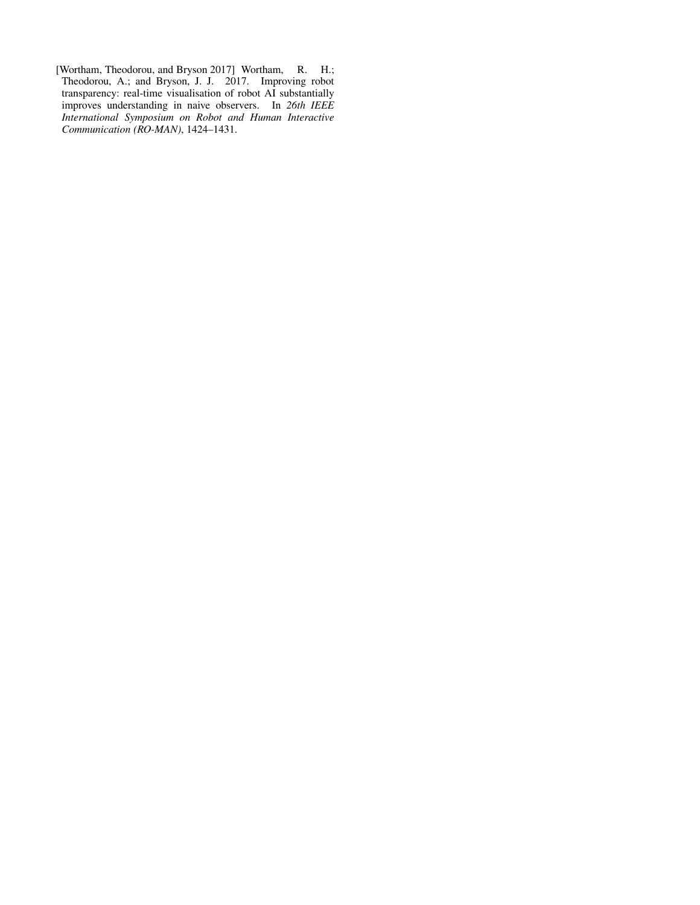[Wortham, Theodorou, and Bryson 2017] Wortham, R. H.; Theodorou, A.; and Bryson, J. J. 2017. Improving robot transparency: real-time visualisation of robot AI substantially improves understanding in naive observers. In *26th IEEE International Symposium on Robot and Human Interactive Communication (RO-MAN)*, 1424–1431.